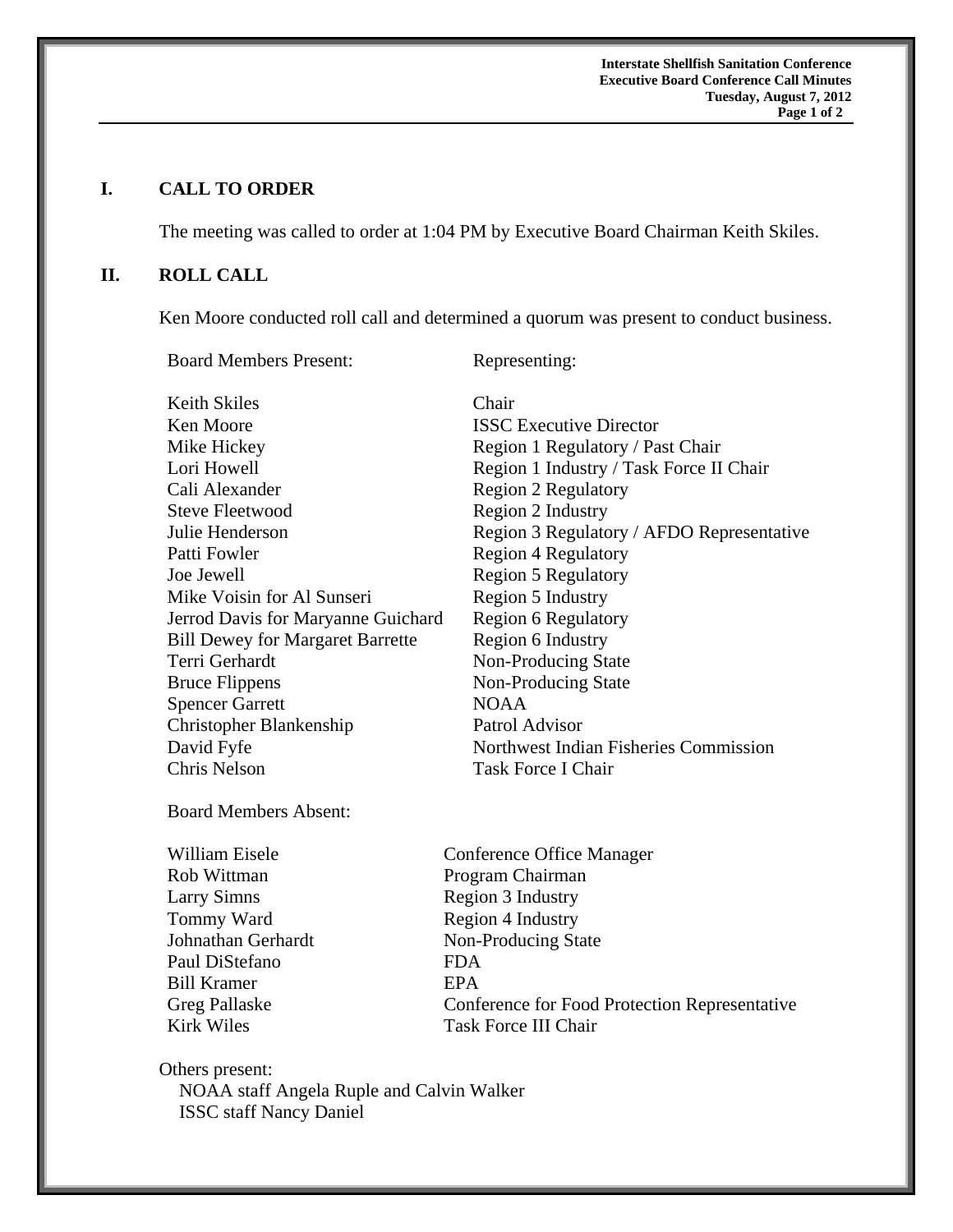## I. CALL TO ORDER

The meeting was called to order at 1:04 PM by Executive Board Chairman Keith Skiles.

## II. ROLL CALL

Ken Moore conducted roll call and determined a quorum was present to conduct business.

| Board Members Present: | Representing: |
|---|---|
| Keith Skiles | Chair |
| Ken Moore | ISSC Executive Director |
| Mike Hickey | Region 1 Regulatory / Past Chair |
| Lori Howell | Region 1 Industry / Task Force II Chair |
| Cali Alexander | Region 2 Regulatory |
| Steve Fleetwood | Region 2 Industry |
| Julie Henderson | Region 3 Regulatory / AFDO Representative |
| Patti Fowler | Region 4 Regulatory |
| Joe Jewell | Region 5 Regulatory |
| Mike Voisin for Al Sunseri | Region 5 Industry |
| Jerrod Davis for Maryanne Guichard | Region 6 Regulatory |
| Bill Dewey for Margaret Barrette | Region 6 Industry |
| Terri Gerhardt | Non-Producing State |
| Bruce Flippens | Non-Producing State |
| Spencer Garrett | NOAA |
| Christopher Blankenship | Patrol Advisor |
| David Fyfe | Northwest Indian Fisheries Commission |
| Chris Nelson | Task Force I Chair |

Board Members Absent:

| | |
|---|---|
| William Eisele | Conference Office Manager |
| Rob Wittman | Program Chairman |
| Larry Simns | Region 3 Industry |
| Tommy Ward | Region 4 Industry |
| Johnathan Gerhardt | Non-Producing State |
| Paul DiStefano | FDA |
| Bill Kramer | EPA |
| Greg Pallaske | Conference for Food Protection Representative |
| Kirk Wiles | Task Force III Chair |

Others present:

NOAA staff Angela Ruple and Calvin Walker

ISSC staff Nancy Daniel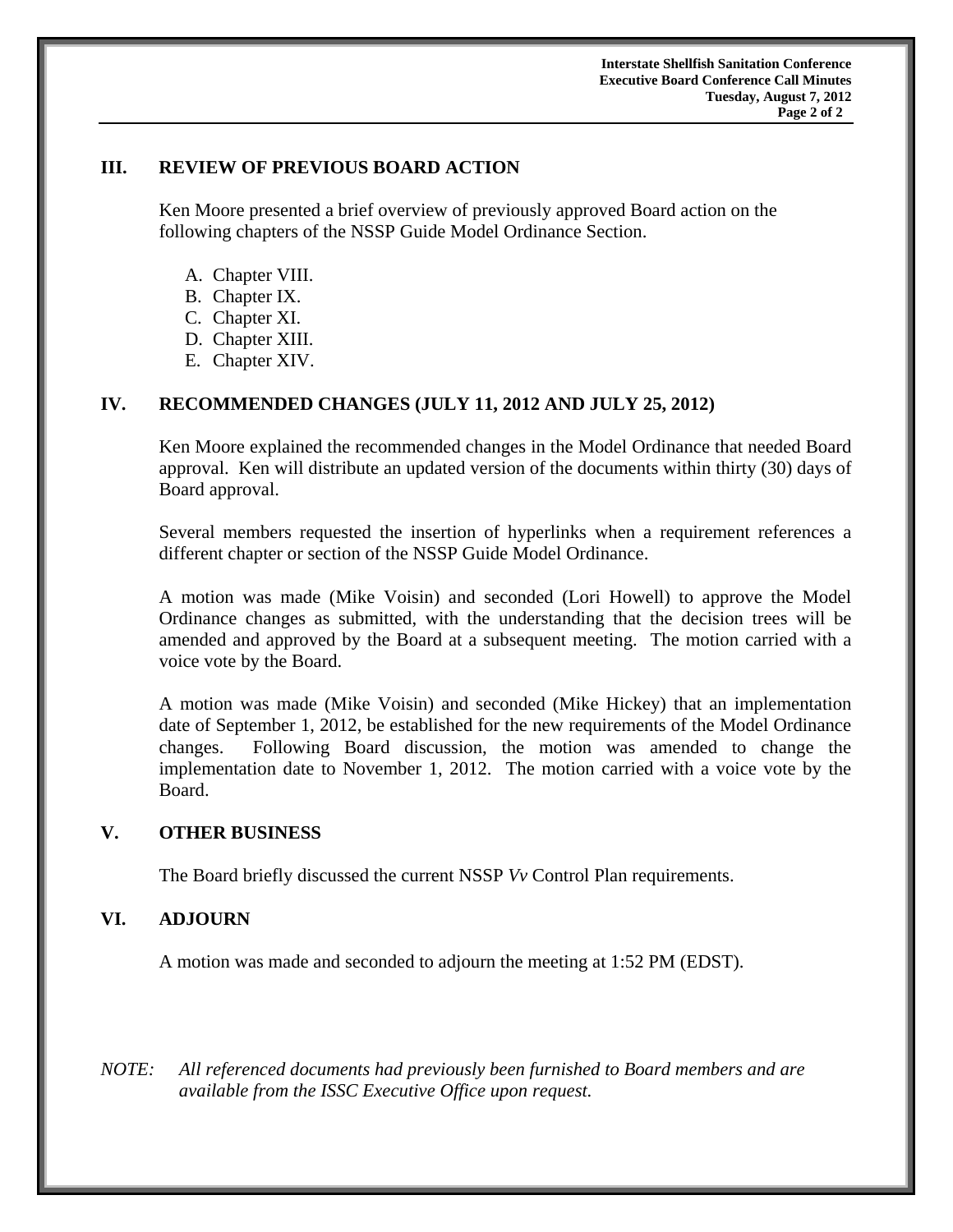## III. REVIEW OF PREVIOUS BOARD ACTION

Ken Moore presented a brief overview of previously approved Board action on the following chapters of the NSSP Guide Model Ordinance Section.

A. Chapter VIII.
B. Chapter IX.
C. Chapter XI.
D. Chapter XIII.
E. Chapter XIV.

## IV. RECOMMENDED CHANGES (JULY 11, 2012 AND JULY 25, 2012)

Ken Moore explained the recommended changes in the Model Ordinance that needed Board approval. Ken will distribute an updated version of the documents within thirty (30) days of Board approval.

Several members requested the insertion of hyperlinks when a requirement references a different chapter or section of the NSSP Guide Model Ordinance.

A motion was made (Mike Voisin) and seconded (Lori Howell) to approve the Model Ordinance changes as submitted, with the understanding that the decision trees will be amended and approved by the Board at a subsequent meeting. The motion carried with a voice vote by the Board.

A motion was made (Mike Voisin) and seconded (Mike Hickey) that an implementation date of September 1, 2012, be established for the new requirements of the Model Ordinance changes. Following Board discussion, the motion was amended to change the implementation date to November 1, 2012. The motion carried with a voice vote by the Board.

## V. OTHER BUSINESS

The Board briefly discussed the current NSSP *Vv* Control Plan requirements.

## VI. ADJOURN

A motion was made and seconded to adjourn the meeting at 1:52 PM (EDST).

*NOTE: All referenced documents had previously been furnished to Board members and are available from the ISSC Executive Office upon request.*